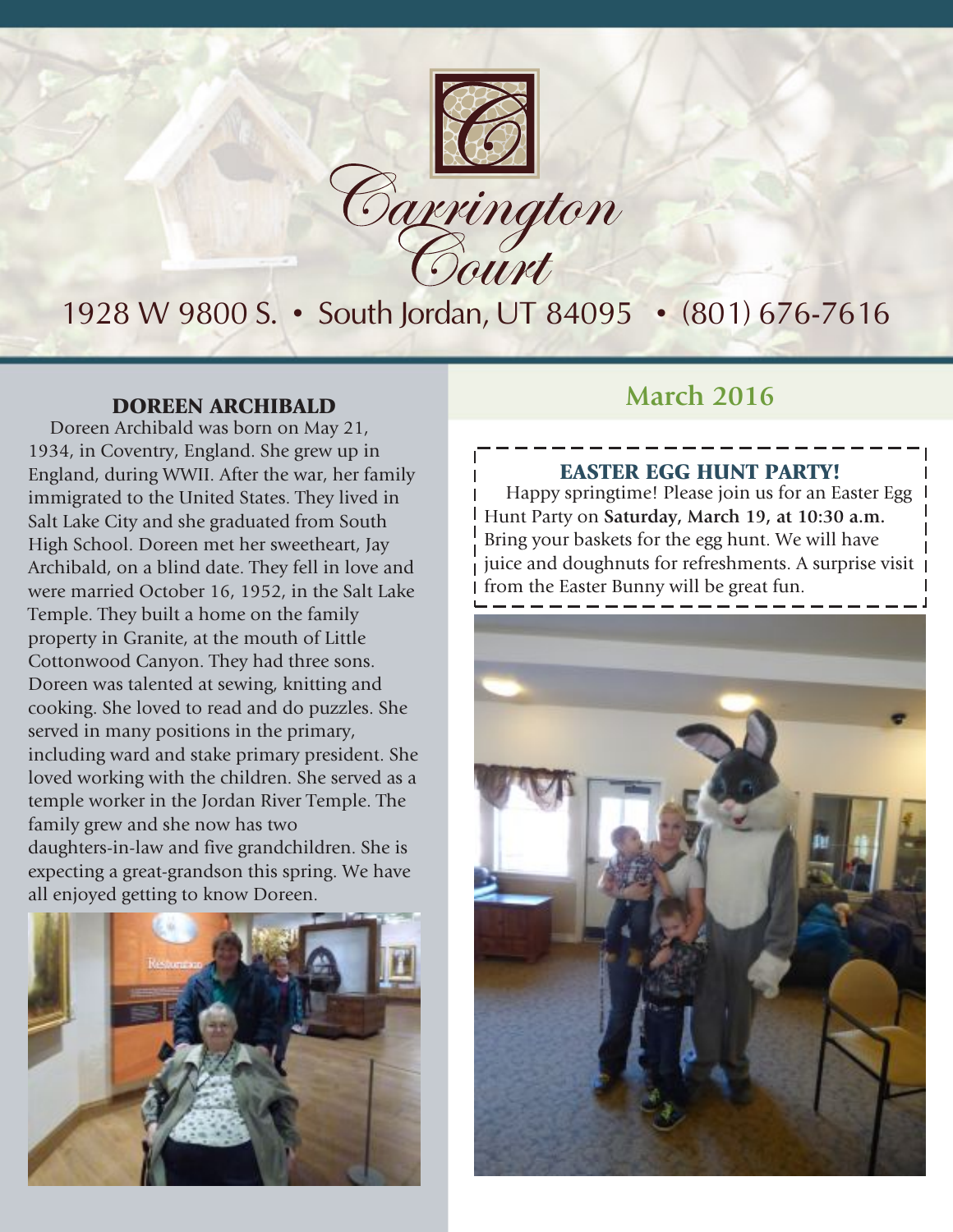# Carrington Court

1928 W 9800 S. • South Jordan, UT 84095 • (801) 676-7616

## March 2016

### DOREEN ARCHIBALD

Doreen Archibald was born on May 21, 1934, in Coventry, England. She grew up in England, during WWII. After the war, her family immigrated to the United States. They lived in Salt Lake City and she graduated from South High School. Doreen met her sweetheart, Jay Archibald, on a blind date. They fell in love and were married October 16, 1952, in the Salt Lake Temple. They built a home on the family property in Granite, at the mouth of Little Cottonwood Canyon. They had three sons. Doreen was talented at sewing, knitting and cooking. She loved to read and do puzzles. She served in many positions in the primary, including ward and stake primary president. She loved working with the children. She served as a temple worker in the Jordan River Temple. The family grew and she now has two daughters-in-law and five grandchildren. She is expecting a great-grandson this spring. We have all enjoyed getting to know Doreen.

### EASTER EGG HUNT PARTY!

Happy springtime! Please join us for an Easter Egg Hunt Party on **Saturday, March 19, at 10:30 a.m.** Bring your baskets for the egg hunt. We will have juice and doughnuts for refreshments. A surprise visit from the Easter Bunny will be great fun.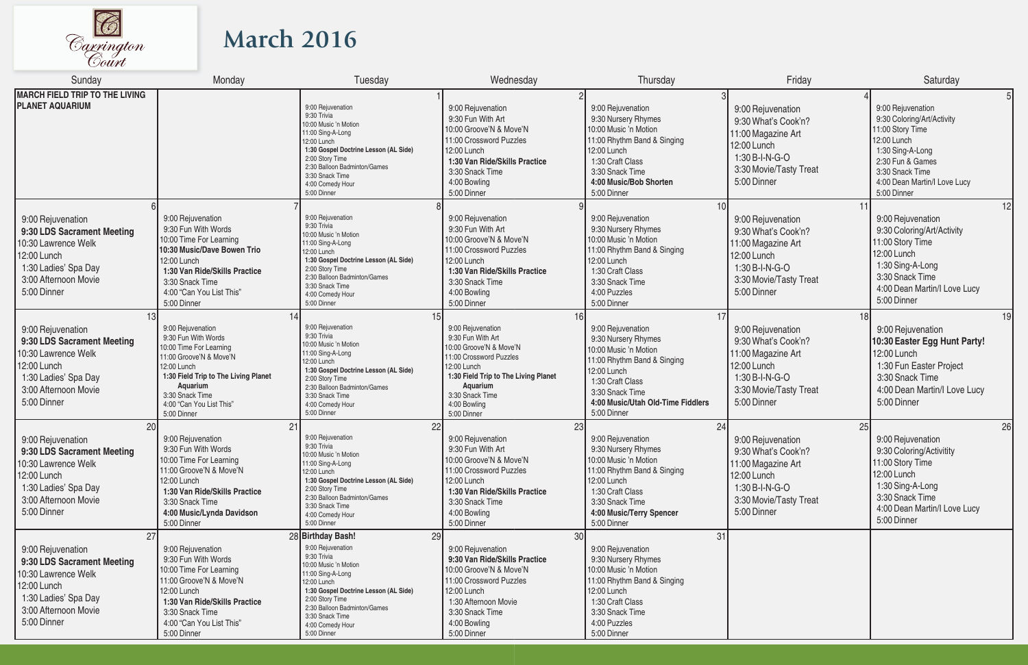Carrington Court

# March 2016

| Sunday | Monday | Tuesday | Wednesday | Thursday | Friday | Saturday |
|---|---|---|---|---|---|---|
| **MARCH FIELD TRIP TO THE LIVING PLANET AQUARIUM** | | 1<br>9:00 Rejuvenation<br>9:30 Trivia<br>10:00 Music 'n Motion<br>11:00 Sing-A-Long<br>12:00 Lunch<br>**1:30 Gospel Doctrine Lesson (AL Side)**<br>2:00 Story Time<br>2:30 Balloon Badminton/Games<br>3:30 Snack Time<br>4:00 Comedy Hour<br>5:00 Dinner | 2<br>9:00 Rejuvenation<br>9:30 Fun With Art<br>10:00 Groove'N & Move'N<br>11:00 Crossword Puzzles<br>12:00 Lunch<br>**1:30 Van Ride/Skills Practice**<br>3:30 Snack Time<br>4:00 Bowling<br>5:00 Dinner | 3<br>9:00 Rejuvenation<br>9:30 Nursery Rhymes<br>10:00 Music 'n Motion<br>11:00 Rhythm Band & Singing<br>12:00 Lunch<br>1:30 Craft Class<br>3:30 Snack Time<br>**4:00 Music/Bob Shorten**<br>5:00 Dinner | 4<br>9:00 Rejuvenation<br>9:30 What's Cook'n?<br>11:00 Magazine Art<br>12:00 Lunch<br>1:30 B-I-N-G-O<br>3:30 Movie/Tasty Treat<br>5:00 Dinner | 5<br>9:00 Rejuvenation<br>9:30 Coloring/Art/Activity<br>11:00 Story Time<br>12:00 Lunch<br>1:30 Sing-A-Long<br>2:30 Fun & Games<br>3:30 Snack Time<br>4:00 Dean Martin/I Love Lucy<br>5:00 Dinner |
| 6<br>9:00 Rejuvenation<br>**9:30 LDS Sacrament Meeting**<br>10:30 Lawrence Welk<br>12:00 Lunch<br>1:30 Ladies' Spa Day<br>3:00 Afternoon Movie<br>5:00 Dinner | 7<br>9:00 Rejuvenation<br>9:30 Fun With Words<br>10:00 Time For Learning<br>**10:30 Music/Dave Bowen Trio**<br>12:00 Lunch<br>**1:30 Van Ride/Skills Practice**<br>3:30 Snack Time<br>4:00 "Can You List This"<br>5:00 Dinner | 8<br>9:00 Rejuvenation<br>9:30 Trivia<br>10:00 Music 'n Motion<br>11:00 Sing-A-Long<br>12:00 Lunch<br>**1:30 Gospel Doctrine Lesson (AL Side)**<br>2:00 Story Time<br>2:30 Balloon Badminton/Games<br>3:30 Snack Time<br>4:00 Comedy Hour<br>5:00 Dinner | 9<br>9:00 Rejuvenation<br>9:30 Fun With Art<br>10:00 Groove'N & Move'N<br>11:00 Crossword Puzzles<br>12:00 Lunch<br>**1:30 Van Ride/Skills Practice**<br>3:30 Snack Time<br>4:00 Bowling<br>5:00 Dinner | 10<br>9:00 Rejuvenation<br>9:30 Nursery Rhymes<br>10:00 Music 'n Motion<br>11:00 Rhythm Band & Singing<br>12:00 Lunch<br>1:30 Craft Class<br>3:30 Snack Time<br>4:00 Puzzles<br>5:00 Dinner | 11<br>9:00 Rejuvenation<br>9:30 What's Cook'n?<br>11:00 Magazine Art<br>12:00 Lunch<br>1:30 B-I-N-G-O<br>3:30 Movie/Tasty Treat<br>5:00 Dinner | 12<br>9:00 Rejuvenation<br>9:30 Coloring/Art/Activity<br>11:00 Story Time<br>12:00 Lunch<br>1:30 Sing-A-Long<br>3:30 Snack Time<br>4:00 Dean Martin/I Love Lucy<br>5:00 Dinner |
| 13<br>9:00 Rejuvenation<br>**9:30 LDS Sacrament Meeting**<br>10:30 Lawrence Welk<br>12:00 Lunch<br>1:30 Ladies' Spa Day<br>3:00 Afternoon Movie<br>5:00 Dinner | 14<br>9:00 Rejuvenation<br>9:30 Fun With Words<br>10:00 Time For Learning<br>11:00 Groove'N & Move'N<br>12:00 Lunch<br>**1:30 Field Trip to The Living Planet Aquarium**<br>3:30 Snack Time<br>4:00 "Can You List This"<br>5:00 Dinner | 15<br>9:00 Rejuvenation<br>9:30 Trivia<br>10:00 Music 'n Motion<br>11:00 Sing-A-Long<br>12:00 Lunch<br>**1:30 Gospel Doctrine Lesson (AL Side)**<br>2:00 Story Time<br>2:30 Balloon Badminton/Games<br>3:30 Snack Time<br>4:00 Comedy Hour<br>5:00 Dinner | 16<br>9:00 Rejuvenation<br>9:30 Fun With Art<br>10:00 Groove'N & Move'N<br>11:00 Crossword Puzzles<br>12:00 Lunch<br>**1:30 Field Trip to The Living Planet Aquarium**<br>3:30 Snack Time<br>4:00 Bowling<br>5:00 Dinner | 17<br>9:00 Rejuvenation<br>9:30 Nursery Rhymes<br>10:00 Music 'n Motion<br>11:00 Rhythm Band & Singing<br>12:00 Lunch<br>1:30 Craft Class<br>3:30 Snack Time<br>**4:00 Music/Utah Old-Time Fiddlers**<br>5:00 Dinner | 18<br>9:00 Rejuvenation<br>9:30 What's Cook'n?<br>11:00 Magazine Art<br>12:00 Lunch<br>1:30 B-I-N-G-O<br>3:30 Movie/Tasty Treat<br>5:00 Dinner | 19<br>9:00 Rejuvenation<br>**10:30 Easter Egg Hunt Party!**<br>12:00 Lunch<br>1:30 Fun Easter Project<br>3:30 Snack Time<br>4:00 Dean Martin/I Love Lucy<br>5:00 Dinner |
| 20<br>9:00 Rejuvenation<br>**9:30 LDS Sacrament Meeting**<br>10:30 Lawrence Welk<br>12:00 Lunch<br>1:30 Ladies' Spa Day<br>3:00 Afternoon Movie<br>5:00 Dinner | 21<br>9:00 Rejuvenation<br>9:30 Fun With Words<br>10:00 Time For Learning<br>11:00 Groove'N & Move'N<br>12:00 Lunch<br>**1:30 Van Ride/Skills Practice**<br>3:30 Snack Time<br>**4:00 Music/Lynda Davidson**<br>5:00 Dinner | 22<br>9:00 Rejuvenation<br>9:30 Trivia<br>10:00 Music 'n Motion<br>11:00 Sing-A-Long<br>12:00 Lunch<br>**1:30 Gospel Doctrine Lesson (AL Side)**<br>2:00 Story Time<br>2:30 Balloon Badminton/Games<br>3:30 Snack Time<br>4:00 Comedy Hour<br>5:00 Dinner | 23<br>9:00 Rejuvenation<br>9:30 Fun With Art<br>10:00 Groove'N & Move'N<br>11:00 Crossword Puzzles<br>12:00 Lunch<br>**1:30 Van Ride/Skills Practice**<br>3:30 Snack Time<br>4:00 Bowling<br>5:00 Dinner | 24<br>9:00 Rejuvenation<br>9:30 Nursery Rhymes<br>10:00 Music 'n Motion<br>11:00 Rhythm Band & Singing<br>12:00 Lunch<br>1:30 Craft Class<br>3:30 Snack Time<br>**4:00 Music/Terry Spencer**<br>5:00 Dinner | 25<br>9:00 Rejuvenation<br>9:30 What's Cook'n?<br>11:00 Magazine Art<br>12:00 Lunch<br>1:30 B-I-N-G-O<br>3:30 Movie/Tasty Treat<br>5:00 Dinner | 26<br>9:00 Rejuvenation<br>9:30 Coloring/Activity<br>11:00 Story Time<br>12:00 Lunch<br>1:30 Sing-A-Long<br>3:30 Snack Time<br>4:00 Dean Martin/I Love Lucy<br>5:00 Dinner |
| 27<br>9:00 Rejuvenation<br>**9:30 LDS Sacrament Meeting**<br>10:30 Lawrence Welk<br>12:00 Lunch<br>1:30 Ladies' Spa Day<br>3:00 Afternoon Movie<br>5:00 Dinner | 28<br>9:00 Rejuvenation<br>9:30 Fun With Words<br>10:00 Time For Learning<br>11:00 Groove'N & Move'N<br>12:00 Lunch<br>**1:30 Van Ride/Skills Practice**<br>3:30 Snack Time<br>4:00 "Can You List This"<br>5:00 Dinner | 29<br>**Birthday Bash!**<br>9:00 Rejuvenation<br>9:30 Trivia<br>10:00 Music 'n Motion<br>11:00 Sing-A-Long<br>12:00 Lunch<br>**1:30 Gospel Doctrine Lesson (AL Side)**<br>2:00 Story Time<br>2:30 Balloon Badminton/Games<br>3:30 Snack Time<br>4:00 Comedy Hour<br>5:00 Dinner | 30<br>9:00 Rejuvenation<br>**9:30 Van Ride/Skills Practice**<br>10:00 Groove'N & Move'N<br>11:00 Crossword Puzzles<br>12:00 Lunch<br>1:30 Afternoon Movie<br>3:30 Snack Time<br>4:00 Bowling<br>5:00 Dinner | 31<br>9:00 Rejuvenation<br>9:30 Nursery Rhymes<br>10:00 Music 'n Motion<br>11:00 Rhythm Band & Singing<br>12:00 Lunch<br>1:30 Craft Class<br>3:30 Snack Time<br>4:00 Puzzles<br>5:00 Dinner | | |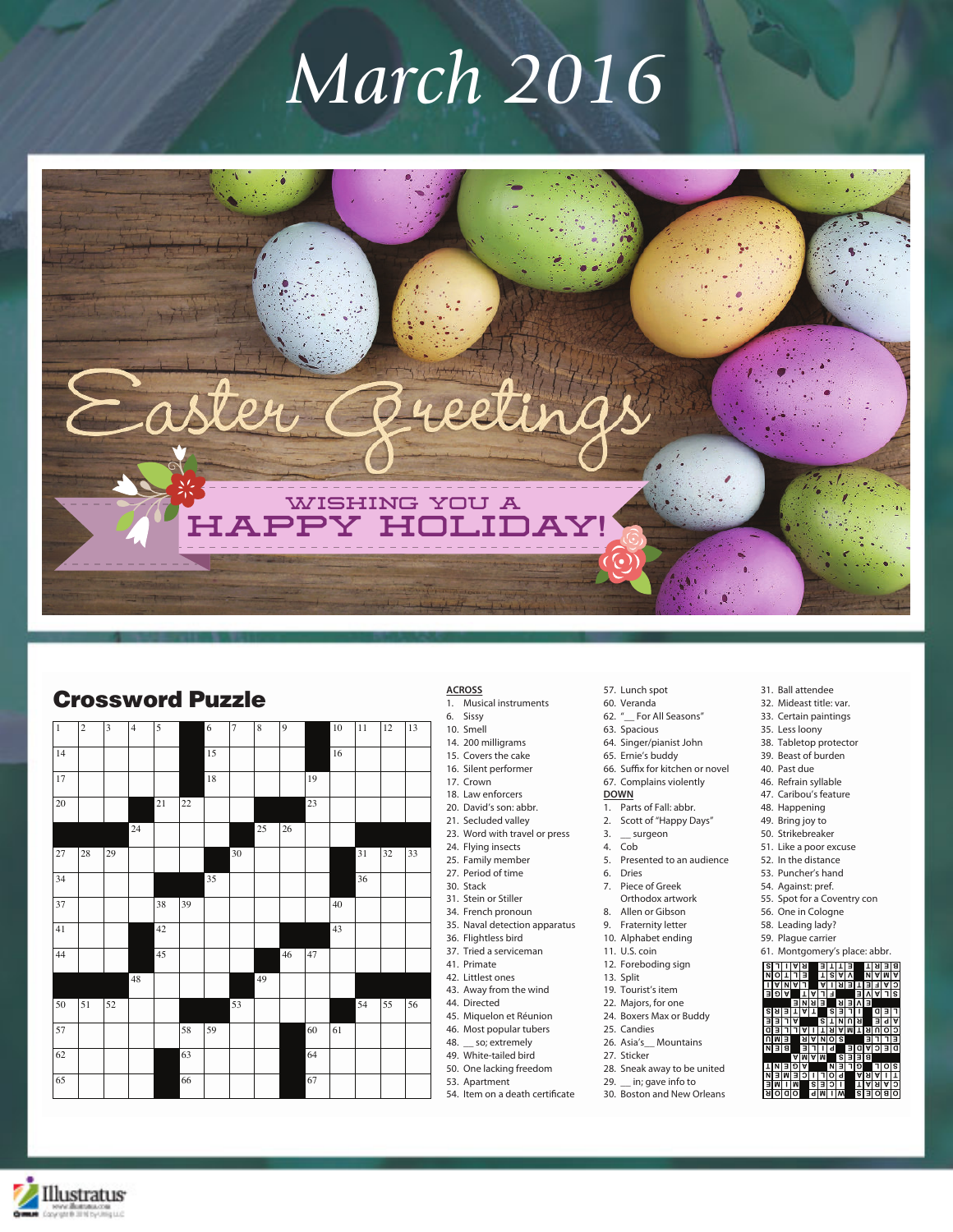# March 2016

Easter Greetings

WISHING YOU A HAPPY HOLIDAY!

## Crossword Puzzle

**ACROSS**

1. Musical instruments
6. Sissy
10. Smell
14. 200 milligrams
15. Covers the cake
16. Silent performer
17. Crown
18. Law enforcers
20. David's son: abbr.
21. Secluded valley
23. Word with travel or press
24. Flying insects
25. Family member
27. Period of time
30. Stack
31. Stein or Stiller
34. French pronoun
35. Naval detection apparatus
36. Flightless bird
37. Tried a serviceman
41. Primate
42. Littlest ones
43. Away from the wind
44. Directed
45. Miquelon et Réunion
46. Most popular tubers
48. __ so; extremely
49. White-tailed bird
50. One lacking freedom
53. Apartment
54. Item on a death certificate
57. Lunch spot
60. Veranda
62. "__ For All Seasons"
63. Spacious
64. Singer/pianist John
65. Ernie's buddy
66. Suffix for kitchen or novel
67. Complains violently

**DOWN**

1. Parts of Fall: abbr.
2. Scott of "Happy Days"
3. __ surgeon
4. Cob
5. Presented to an audience
6. Dries
7. Piece of Greek Orthodox artwork
8. Allen or Gibson
9. Fraternity letter
10. Alphabet ending
11. U.S. coin
12. Foreboding sign
13. Split
19. Tourist's item
22. Majors, for one
24. Boxers Max or Buddy
25. Candies
26. Asia's__ Mountains
27. Sticker
28. Sneak away to be united
29. __ in; gave info to
30. Boston and New Orleans
31. Ball attendee
32. Mideast title: var.
33. Certain paintings
35. Less loony
38. Tabletop protector
39. Beast of burden
40. Past due
46. Refrain syllable
47. Caribou's feature
48. Happening
49. Bring joy to
50. Strikebreaker
51. Like a poor excuse
52. In the distance
53. Puncher's hand
54. Against: pref.
55. Spot for a Coventry con
56. One in Cologne
58. Leading lady?
59. Plague carrier
61. Montgomery's place: abbr.

Illustratus
www.illustratus.com
Copyright © 2016 by Uting LLC